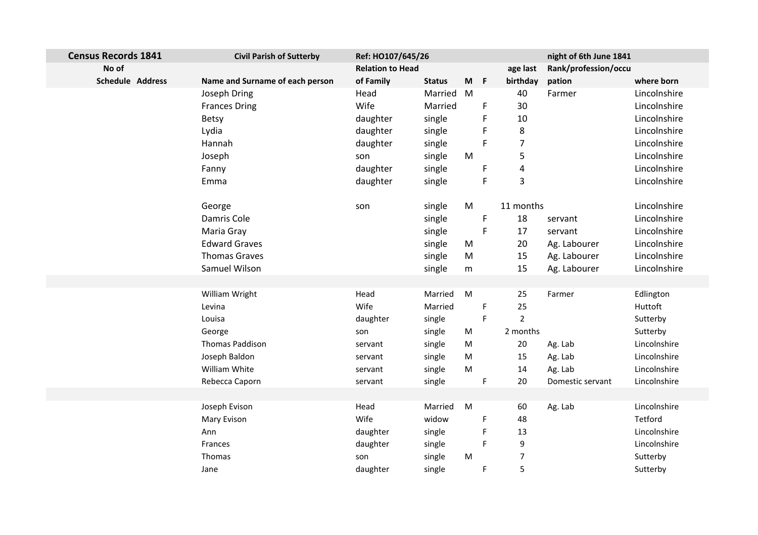| Census Records 1841 | | Civil Parish of Sutterby | Ref: HO107/645/26 | | | | | night of 6th June 1841 | |
|---|---|---|---|---|---|---|---|---|---|
| No of Schedule | Address | Name and Surname of each person | Relation to Head of Family | Status | M | F | age last birthday | Rank/profession/occupation | where born |
| | | Joseph Dring | Head | Married | M | | 40 | Farmer | Lincolnshire |
| | | Frances Dring | Wife | Married | | F | 30 | | Lincolnshire |
| | | Betsy | daughter | single | | F | 10 | | Lincolnshire |
| | | Lydia | daughter | single | | F | 8 | | Lincolnshire |
| | | Hannah | daughter | single | | F | 7 | | Lincolnshire |
| | | Joseph | son | single | M | | 5 | | Lincolnshire |
| | | Fanny | daughter | single | | F | 4 | | Lincolnshire |
| | | Emma | daughter | single | | F | 3 | | Lincolnshire |
| | | George | son | single | M | | 11 months | | Lincolnshire |
| | | Damris Cole | | single | | F | 18 | servant | Lincolnshire |
| | | Maria Gray | | single | | F | 17 | servant | Lincolnshire |
| | | Edward Graves | | single | M | | 20 | Ag. Labourer | Lincolnshire |
| | | Thomas Graves | | single | M | | 15 | Ag. Labourer | Lincolnshire |
| | | Samuel Wilson | | single | m | | 15 | Ag. Labourer | Lincolnshire |
| | | | | | | | | | |
| | | William Wright | Head | Married | M | | 25 | Farmer | Edlington |
| | | Levina | Wife | Married | | F | 25 | | Huttoft |
| | | Louisa | daughter | single | | F | 2 | | Sutterby |
| | | George | son | single | M | | 2 months | | Sutterby |
| | | Thomas Paddison | servant | single | M | | 20 | Ag. Lab | Lincolnshire |
| | | Joseph Baldon | servant | single | M | | 15 | Ag. Lab | Lincolnshire |
| | | William White | servant | single | M | | 14 | Ag. Lab | Lincolnshire |
| | | Rebecca Caporn | servant | single | | F | 20 | Domestic servant | Lincolnshire |
| | | | | | | | | | |
| | | Joseph Evison | Head | Married | M | | 60 | Ag. Lab | Lincolnshire |
| | | Mary Evison | Wife | widow | | F | 48 | | Tetford |
| | | Ann | daughter | single | | F | 13 | | Lincolnshire |
| | | Frances | daughter | single | | F | 9 | | Lincolnshire |
| | | Thomas | son | single | M | | 7 | | Sutterby |
| | | Jane | daughter | single | | F | 5 | | Sutterby |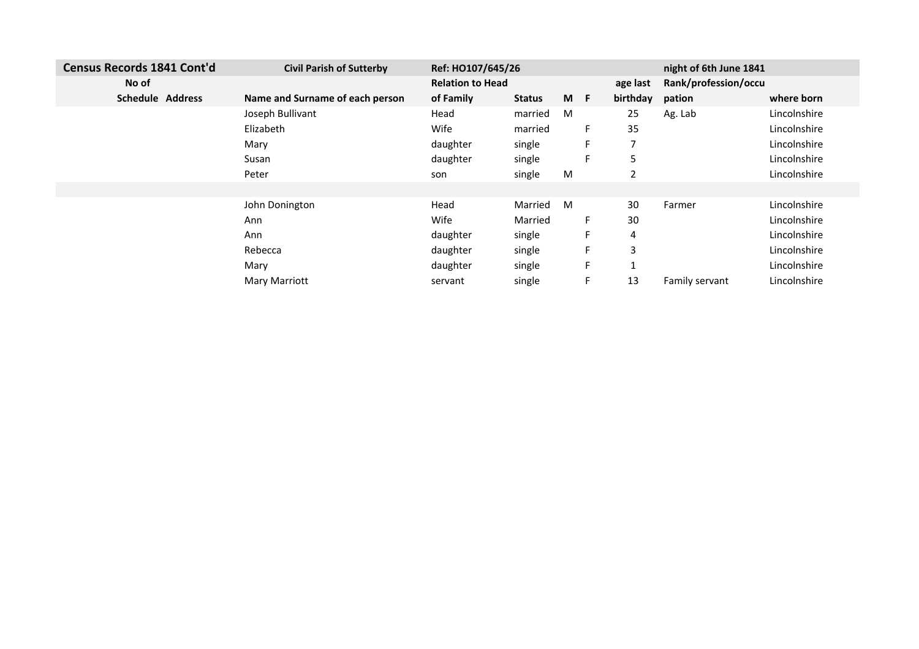| Census Records 1841 Cont'd | | Civil Parish of Sutterby | Ref: HO107/645/26 | | | | | night of 6th June 1841 | |
|---|---|---|---|---|---|---|---|---|---|
| No of | | | Relation to Head | | | | age last | Rank/profession/occu | |
| Schedule | Address | Name and Surname of each person | of Family | Status | M | F | birthday | pation | where born |
| | | Joseph Bullivant | Head | married | M | | 25 | Ag. Lab | Lincolnshire |
| | | Elizabeth | Wife | married | | F | 35 | | Lincolnshire |
| | | Mary | daughter | single | | F | 7 | | Lincolnshire |
| | | Susan | daughter | single | | F | 5 | | Lincolnshire |
| | | Peter | son | single | M | | 2 | | Lincolnshire |
| | | | | | | | | | |
| | | John Donington | Head | Married | M | | 30 | Farmer | Lincolnshire |
| | | Ann | Wife | Married | | F | 30 | | Lincolnshire |
| | | Ann | daughter | single | | F | 4 | | Lincolnshire |
| | | Rebecca | daughter | single | | F | 3 | | Lincolnshire |
| | | Mary | daughter | single | | F | 1 | | Lincolnshire |
| | | Mary Marriott | servant | single | | F | 13 | Family servant | Lincolnshire |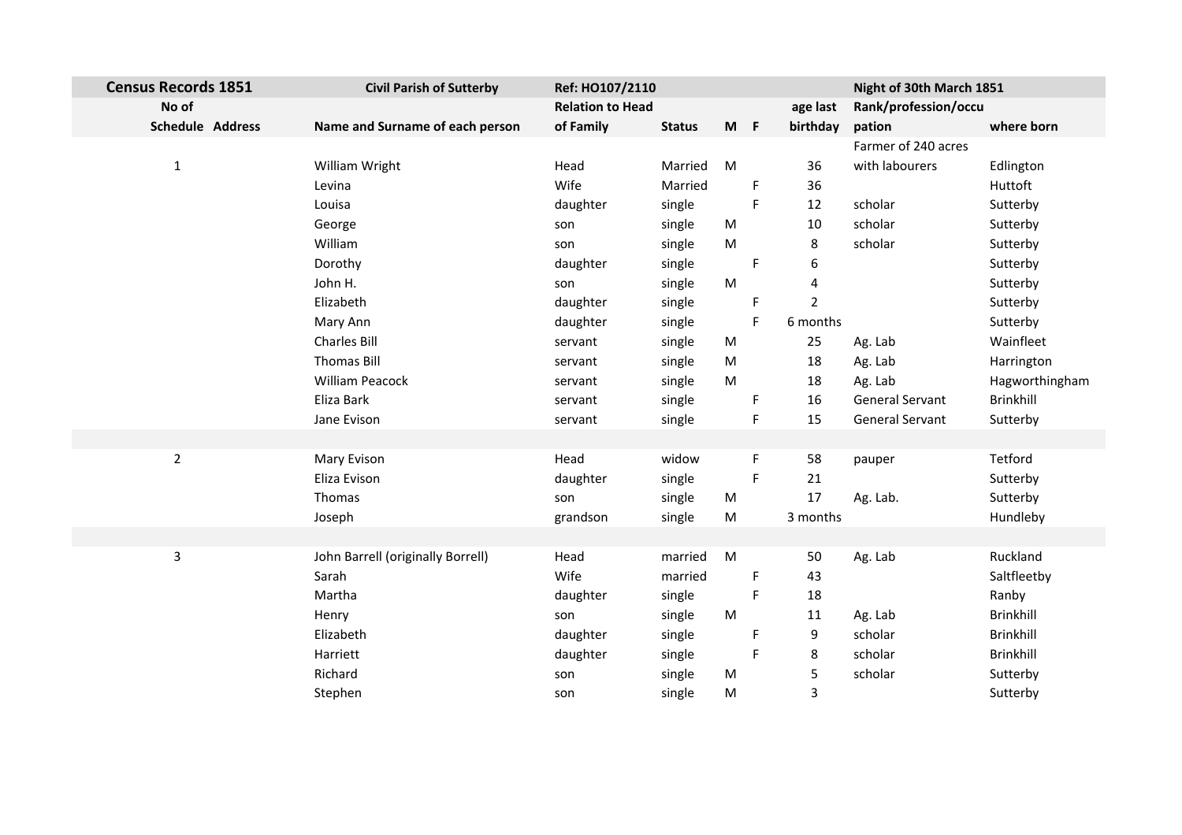| Census Records 1851 | | Civil Parish of Sutterby | Ref: HO107/2110 | | | | | Night of 30th March 1851 | |
|---|---|---|---|---|---|---|---|---|---|
| No of Schedule | Address | Name and Surname of each person | Relation to Head of Family | Status | M | F | age last birthday | Rank/profession/occupation | where born |
| 1 | | William Wright | Head | Married | M | | 36 | Farmer of 240 acres with labourers | Edlington |
| | | Levina | Wife | Married | | F | 36 | | Huttoft |
| | | Louisa | daughter | single | | F | 12 | scholar | Sutterby |
| | | George | son | single | M | | 10 | scholar | Sutterby |
| | | William | son | single | M | | 8 | scholar | Sutterby |
| | | Dorothy | daughter | single | | F | 6 | | Sutterby |
| | | John H. | son | single | M | | 4 | | Sutterby |
| | | Elizabeth | daughter | single | | F | 2 | | Sutterby |
| | | Mary Ann | daughter | single | | F | 6 months | | Sutterby |
| | | Charles Bill | servant | single | M | | 25 | Ag. Lab | Wainfleet |
| | | Thomas Bill | servant | single | M | | 18 | Ag. Lab | Harrington |
| | | William Peacock | servant | single | M | | 18 | Ag. Lab | Hagworthingham |
| | | Eliza Bark | servant | single | | F | 16 | General Servant | Brinkhill |
| | | Jane Evison | servant | single | | F | 15 | General Servant | Sutterby |
| | | | | | | | | | |
| 2 | | Mary Evison | Head | widow | | F | 58 | pauper | Tetford |
| | | Eliza Evison | daughter | single | | F | 21 | | Sutterby |
| | | Thomas | son | single | M | | 17 | Ag. Lab. | Sutterby |
| | | Joseph | grandson | single | M | | 3 months | | Hundleby |
| | | | | | | | | | |
| 3 | | John Barrell (originally Borrell) | Head | married | M | | 50 | Ag. Lab | Ruckland |
| | | Sarah | Wife | married | | F | 43 | | Saltfleetby |
| | | Martha | daughter | single | | F | 18 | | Ranby |
| | | Henry | son | single | M | | 11 | Ag. Lab | Brinkhill |
| | | Elizabeth | daughter | single | | F | 9 | scholar | Brinkhill |
| | | Harriett | daughter | single | | F | 8 | scholar | Brinkhill |
| | | Richard | son | single | M | | 5 | scholar | Sutterby |
| | | Stephen | son | single | M | | 3 | | Sutterby |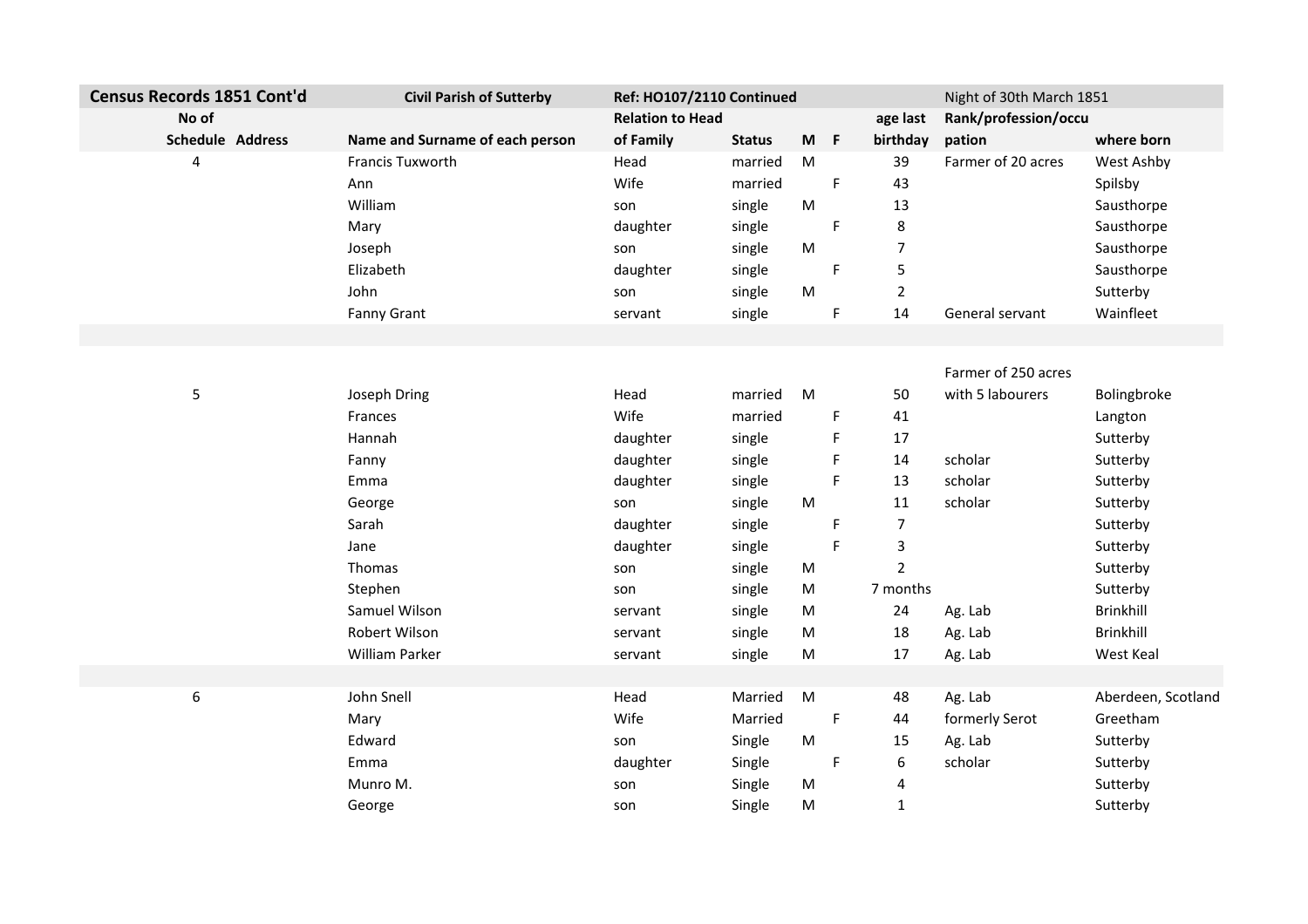| Census Records 1851 Cont'd | | Civil Parish of Sutterby | Ref: HO107/2110 Continued | | | | | Night of 30th March 1851 | |
|---|---|---|---|---|---|---|---|---|---|
| No of | | | Relation to Head | | | | age last | Rank/profession/occu | |
| Schedule | Address | Name and Surname of each person | of Family | Status | M | F | birthday | pation | where born |
| 4 | | Francis Tuxworth | Head | married | M | | 39 | Farmer of 20 acres | West Ashby |
| | | Ann | Wife | married | | F | 43 | | Spilsby |
| | | William | son | single | M | | 13 | | Sausthorpe |
| | | Mary | daughter | single | | F | 8 | | Sausthorpe |
| | | Joseph | son | single | M | | 7 | | Sausthorpe |
| | | Elizabeth | daughter | single | | F | 5 | | Sausthorpe |
| | | John | son | single | M | | 2 | | Sutterby |
| | | Fanny Grant | servant | single | | F | 14 | General servant | Wainfleet |
| | | | | | | | | | |
| 5 | | Joseph Dring | Head | married | M | | 50 | Farmer of 250 acres with 5 labourers | Bolingbroke |
| | | Frances | Wife | married | | F | 41 | | Langton |
| | | Hannah | daughter | single | | F | 17 | | Sutterby |
| | | Fanny | daughter | single | | F | 14 | scholar | Sutterby |
| | | Emma | daughter | single | | F | 13 | scholar | Sutterby |
| | | George | son | single | M | | 11 | scholar | Sutterby |
| | | Sarah | daughter | single | | F | 7 | | Sutterby |
| | | Jane | daughter | single | | F | 3 | | Sutterby |
| | | Thomas | son | single | M | | 2 | | Sutterby |
| | | Stephen | son | single | M | | 7 months | | Sutterby |
| | | Samuel Wilson | servant | single | M | | 24 | Ag. Lab | Brinkhill |
| | | Robert Wilson | servant | single | M | | 18 | Ag. Lab | Brinkhill |
| | | William Parker | servant | single | M | | 17 | Ag. Lab | West Keal |
| | | | | | | | | | |
| 6 | | John Snell | Head | Married | M | | 48 | Ag. Lab | Aberdeen, Scotland |
| | | Mary | Wife | Married | | F | 44 | formerly Serot | Greetham |
| | | Edward | son | Single | M | | 15 | Ag. Lab | Sutterby |
| | | Emma | daughter | Single | | F | 6 | scholar | Sutterby |
| | | Munro M. | son | Single | M | | 4 | | Sutterby |
| | | George | son | Single | M | | 1 | | Sutterby |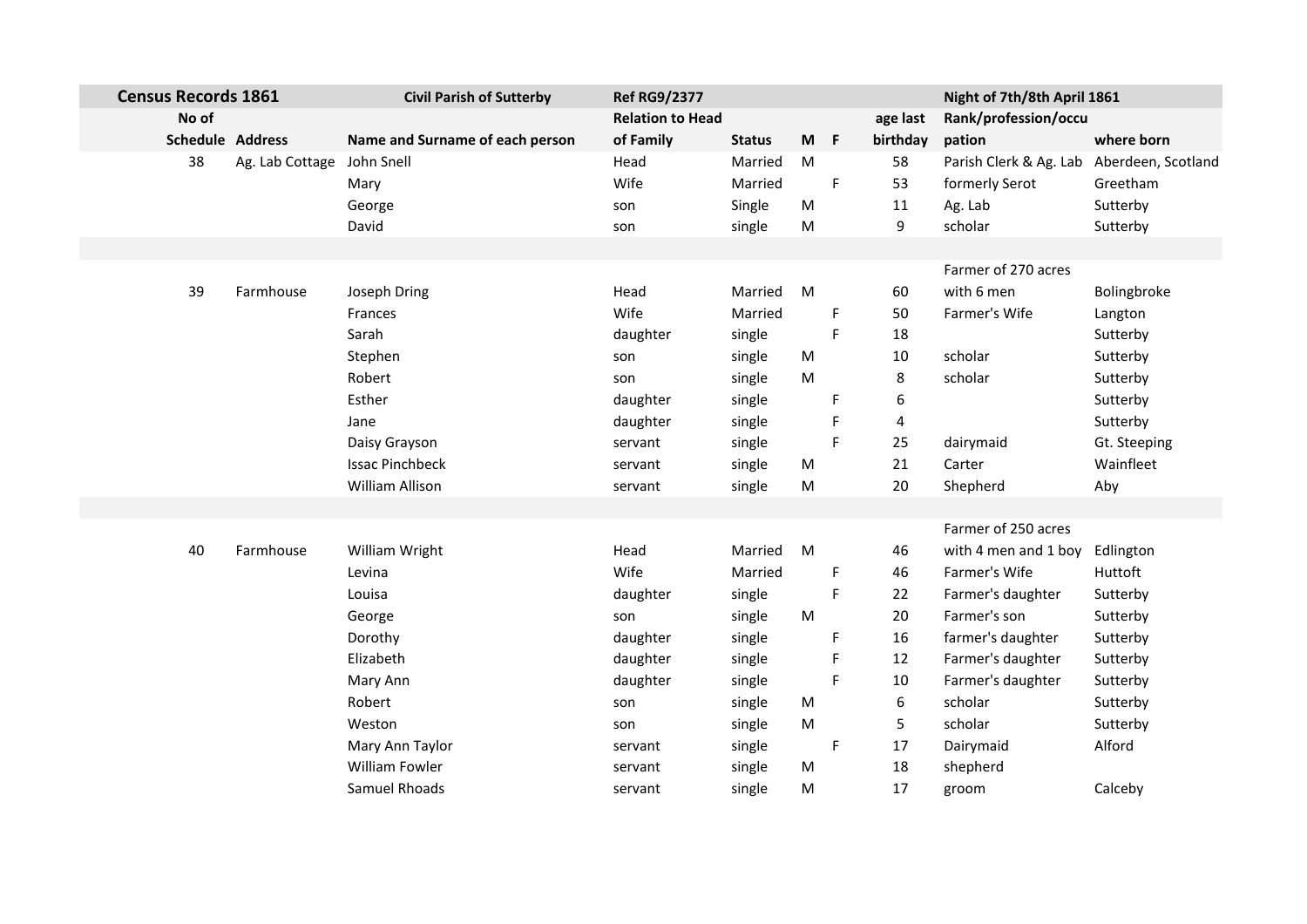| Census Records 1861 | | Civil Parish of Sutterby | Ref RG9/2377 | | | | | Night of 7th/8th April 1861 | |
|---|---|---|---|---|---|---|---|---|---|
| No of Schedule | Address | Name and Surname of each person | Relation to Head of Family | Status | M | F | age last birthday | Rank/profession/occupation | where born |
| 38 | Ag. Lab Cottage | John Snell | Head | Married | M | | 58 | Parish Clerk & Ag. Lab | Aberdeen, Scotland |
| | | Mary | Wife | Married | | F | 53 | formerly Serot | Greetham |
| | | George | son | Single | M | | 11 | Ag. Lab | Sutterby |
| | | David | son | single | M | | 9 | scholar | Sutterby |
| | | | | | | | | | |
| 39 | Farmhouse | Joseph Dring | Head | Married | M | | 60 | Farmer of 270 acres with 6 men | Bolingbroke |
| | | Frances | Wife | Married | | F | 50 | Farmer's Wife | Langton |
| | | Sarah | daughter | single | | F | 18 | | Sutterby |
| | | Stephen | son | single | M | | 10 | scholar | Sutterby |
| | | Robert | son | single | M | | 8 | scholar | Sutterby |
| | | Esther | daughter | single | | F | 6 | | Sutterby |
| | | Jane | daughter | single | | F | 4 | | Sutterby |
| | | Daisy Grayson | servant | single | | F | 25 | dairymaid | Gt. Steeping |
| | | Issac Pinchbeck | servant | single | M | | 21 | Carter | Wainfleet |
| | | William Allison | servant | single | M | | 20 | Shepherd | Aby |
| | | | | | | | | | |
| 40 | Farmhouse | William Wright | Head | Married | M | | 46 | Farmer of 250 acres with 4 men and 1 boy | Edlington |
| | | Levina | Wife | Married | | F | 46 | Farmer's Wife | Huttoft |
| | | Louisa | daughter | single | | F | 22 | Farmer's daughter | Sutterby |
| | | George | son | single | M | | 20 | Farmer's son | Sutterby |
| | | Dorothy | daughter | single | | F | 16 | farmer's daughter | Sutterby |
| | | Elizabeth | daughter | single | | F | 12 | Farmer's daughter | Sutterby |
| | | Mary Ann | daughter | single | | F | 10 | Farmer's daughter | Sutterby |
| | | Robert | son | single | M | | 6 | scholar | Sutterby |
| | | Weston | son | single | M | | 5 | scholar | Sutterby |
| | | Mary Ann Taylor | servant | single | | F | 17 | Dairymaid | Alford |
| | | William Fowler | servant | single | M | | 18 | shepherd | |
| | | Samuel Rhoads | servant | single | M | | 17 | groom | Calceby |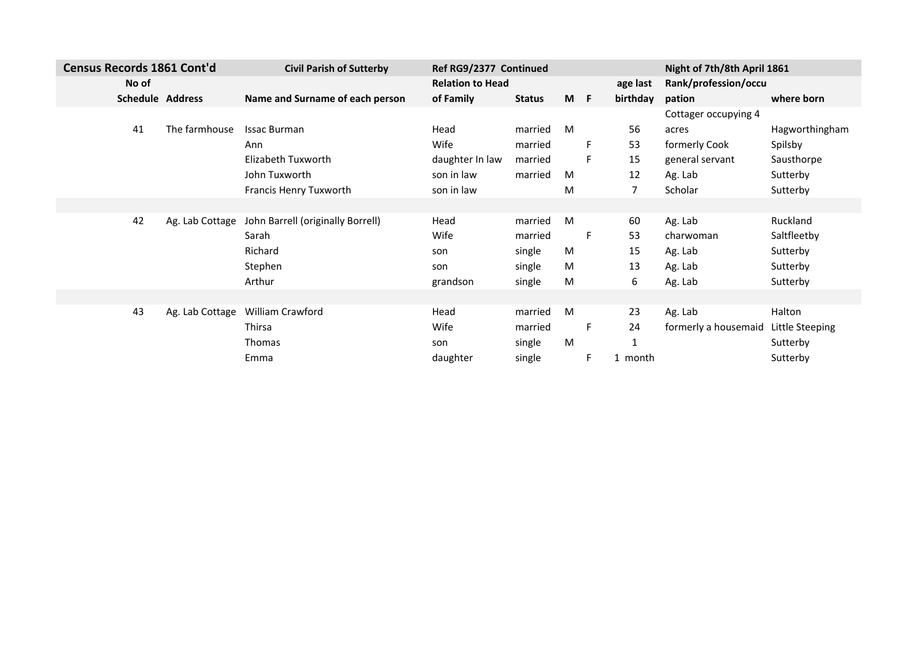| Census Records 1861 Cont'd | | Civil Parish of Sutterby | Ref RG9/2377 Continued | | | | | Night of 7th/8th April 1861 | |
|---|---|---|---|---|---|---|---|---|---|
| No of Schedule | Address | Name and Surname of each person | Relation to Head of Family | Status | M | F | age last birthday | Rank/profession/occupation | where born |
| 41 | The farmhouse | Issac Burman | Head | married | M | | 56 | Cottager occupying 4 acres | Hagworthingham |
| | | Ann | Wife | married | | F | 53 | formerly Cook | Spilsby |
| | | Elizabeth Tuxworth | daughter In law | married | | F | 15 | general servant | Sausthorpe |
| | | John Tuxworth | son in law | married | M | | 12 | Ag. Lab | Sutterby |
| | | Francis Henry Tuxworth | son in law | | M | | 7 | Scholar | Sutterby |
| | | | | | | | | | |
| 42 | Ag. Lab Cottage | John Barrell (originally Borrell) | Head | married | M | | 60 | Ag. Lab | Ruckland |
| | | Sarah | Wife | married | | F | 53 | charwoman | Saltfleetby |
| | | Richard | son | single | M | | 15 | Ag. Lab | Sutterby |
| | | Stephen | son | single | M | | 13 | Ag. Lab | Sutterby |
| | | Arthur | grandson | single | M | | 6 | Ag. Lab | Sutterby |
| | | | | | | | | | |
| 43 | Ag. Lab Cottage | William Crawford | Head | married | M | | 23 | Ag. Lab | Halton |
| | | Thirsa | Wife | married | | F | 24 | formerly a housemaid | Little Steeping |
| | | Thomas | son | single | M | | 1 | | Sutterby |
| | | Emma | daughter | single | | F | 1 month | | Sutterby |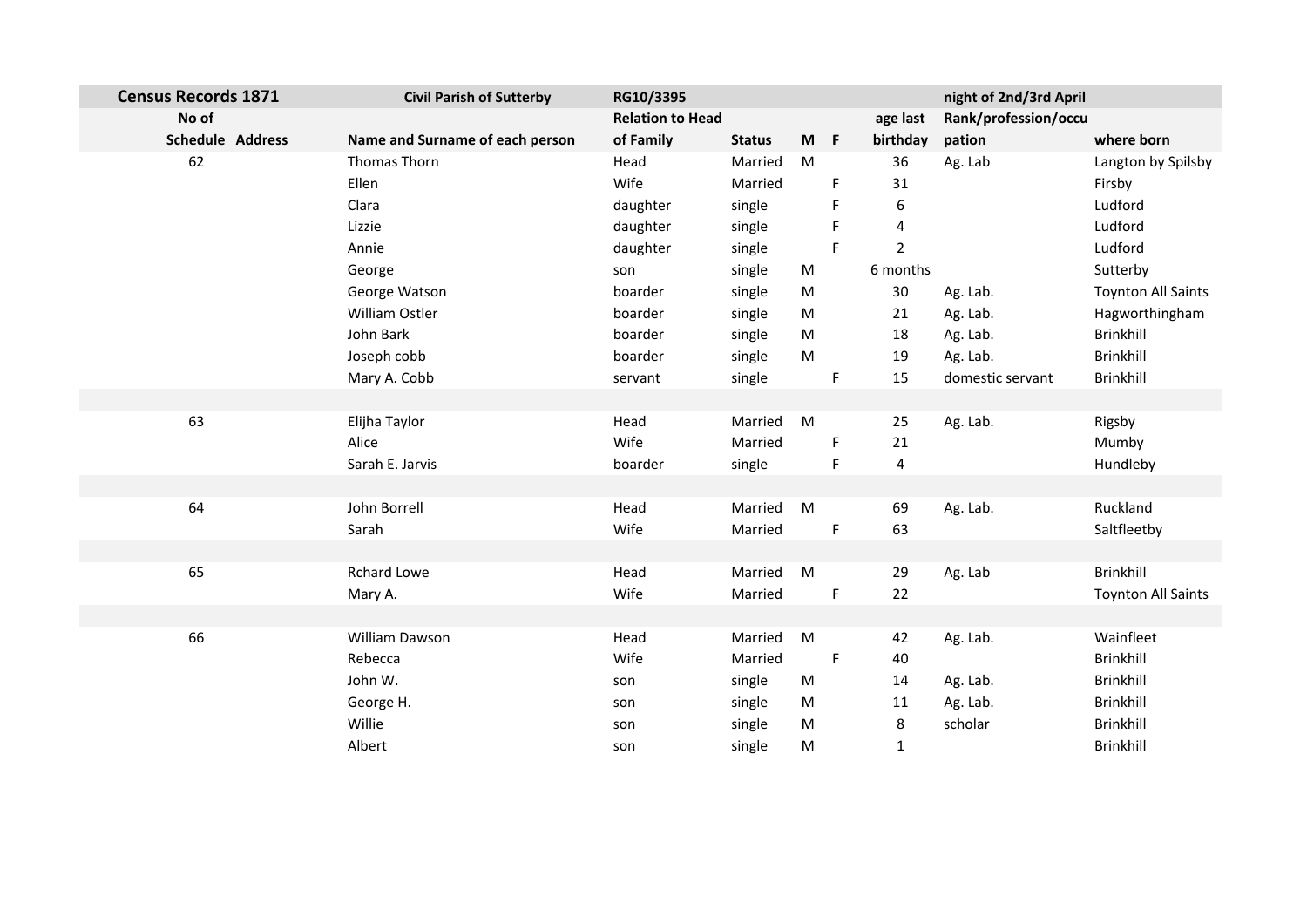| Census Records 1871 | | Civil Parish of Sutterby | RG10/3395 | | | | | night of 2nd/3rd April | |
|---|---|---|---|---|---|---|---|---|---|
| No of | | | Relation to Head | | | | age last | Rank/profession/occu | |
| Schedule | Address | Name and Surname of each person | of Family | Status | M | F | birthday | pation | where born |
| 62 | | Thomas Thorn | Head | Married | M | | 36 | Ag. Lab | Langton by Spilsby |
| | | Ellen | Wife | Married | | F | 31 | | Firsby |
| | | Clara | daughter | single | | F | 6 | | Ludford |
| | | Lizzie | daughter | single | | F | 4 | | Ludford |
| | | Annie | daughter | single | | F | 2 | | Ludford |
| | | George | son | single | M | | 6 months | | Sutterby |
| | | George Watson | boarder | single | M | | 30 | Ag. Lab. | Toynton All Saints |
| | | William Ostler | boarder | single | M | | 21 | Ag. Lab. | Hagworthingham |
| | | John Bark | boarder | single | M | | 18 | Ag. Lab. | Brinkhill |
| | | Joseph cobb | boarder | single | M | | 19 | Ag. Lab. | Brinkhill |
| | | Mary A. Cobb | servant | single | | F | 15 | domestic servant | Brinkhill |
| | | | | | | | | | |
| 63 | | Elijha Taylor | Head | Married | M | | 25 | Ag. Lab. | Rigsby |
| | | Alice | Wife | Married | | F | 21 | | Mumby |
| | | Sarah E. Jarvis | boarder | single | | F | 4 | | Hundleby |
| | | | | | | | | | |
| 64 | | John Borrell | Head | Married | M | | 69 | Ag. Lab. | Ruckland |
| | | Sarah | Wife | Married | | F | 63 | | Saltfleetby |
| | | | | | | | | | |
| 65 | | Rchard Lowe | Head | Married | M | | 29 | Ag. Lab | Brinkhill |
| | | Mary A. | Wife | Married | | F | 22 | | Toynton All Saints |
| | | | | | | | | | |
| 66 | | William Dawson | Head | Married | M | | 42 | Ag. Lab. | Wainfleet |
| | | Rebecca | Wife | Married | | F | 40 | | Brinkhill |
| | | John W. | son | single | M | | 14 | Ag. Lab. | Brinkhill |
| | | George H. | son | single | M | | 11 | Ag. Lab. | Brinkhill |
| | | Willie | son | single | M | | 8 | scholar | Brinkhill |
| | | Albert | son | single | M | | 1 | | Brinkhill |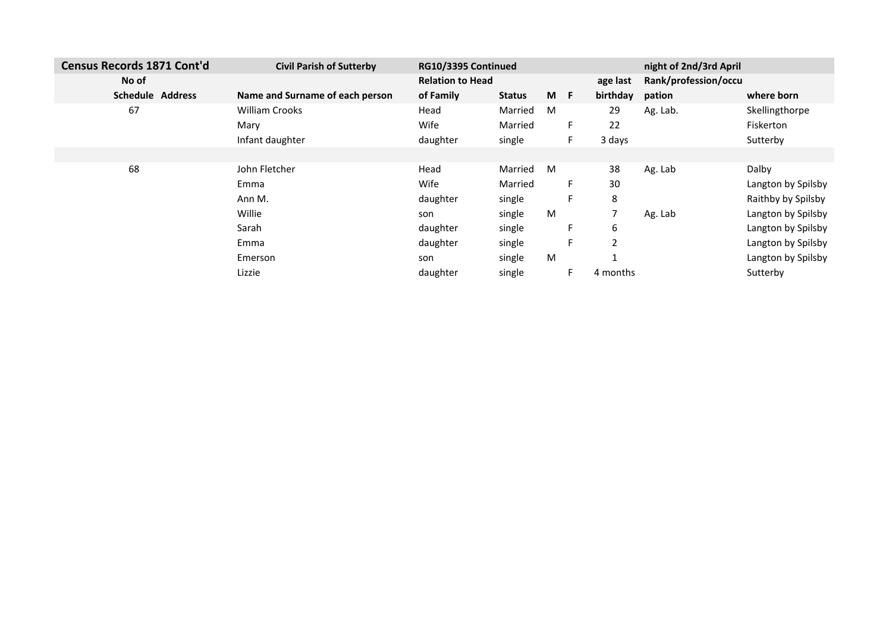| Census Records 1871 Cont'd | | Civil Parish of Sutterby | RG10/3395 Continued | | | | | night of 2nd/3rd April | |
|---|---|---|---|---|---|---|---|---|---|
| No of | | | Relation to Head | | | | age last | Rank/profession/occu | |
| Schedule | Address | Name and Surname of each person | of Family | Status | M | F | birthday | pation | where born |
| 67 | | William Crooks | Head | Married | M | | 29 | Ag. Lab. | Skellingthorpe |
| | | Mary | Wife | Married | | F | 22 | | Fiskerton |
| | | Infant daughter | daughter | single | | F | 3 days | | Sutterby |
| | | | | | | | | | |
| 68 | | John Fletcher | Head | Married | M | | 38 | Ag. Lab | Dalby |
| | | Emma | Wife | Married | | F | 30 | | Langton by Spilsby |
| | | Ann M. | daughter | single | | F | 8 | | Raithby by Spilsby |
| | | Willie | son | single | M | | 7 | Ag. Lab | Langton by Spilsby |
| | | Sarah | daughter | single | | F | 6 | | Langton by Spilsby |
| | | Emma | daughter | single | | F | 2 | | Langton by Spilsby |
| | | Emerson | son | single | M | | 1 | | Langton by Spilsby |
| | | Lizzie | daughter | single | | F | 4 months | | Sutterby |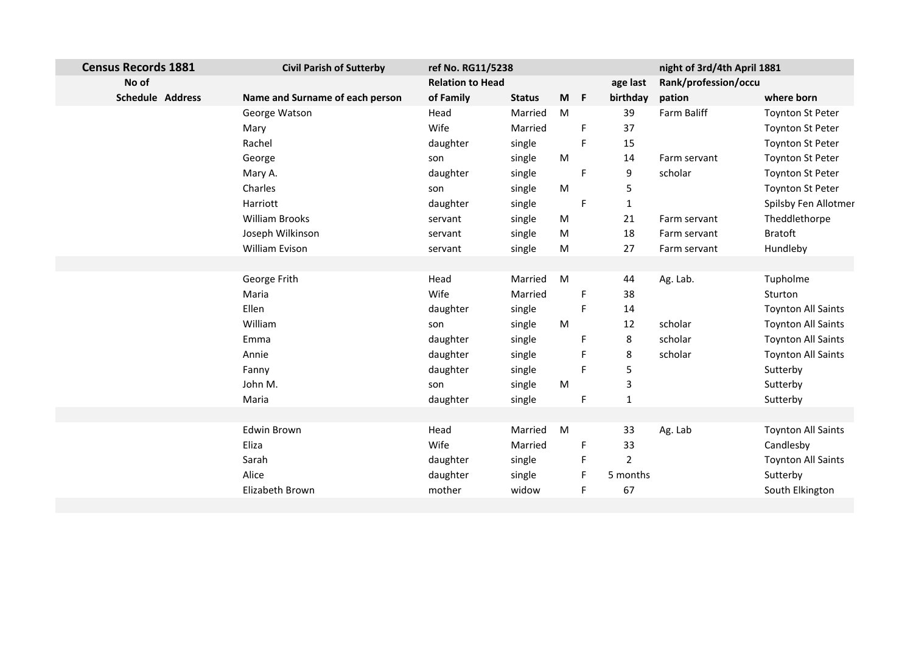| Census Records 1881 | | Civil Parish of Sutterby | ref No. RG11/5238 | | | | | night of 3rd/4th April 1881 | |
|---|---|---|---|---|---|---|---|---|---|
| No of | | | Relation to Head | | | | age last | Rank/profession/occu | |
| Schedule | Address | Name and Surname of each person | of Family | Status | M | F | birthday | pation | where born |
| | | George Watson | Head | Married | M | | 39 | Farm Baliff | Toynton St Peter |
| | | Mary | Wife | Married | | F | 37 | | Toynton St Peter |
| | | Rachel | daughter | single | | F | 15 | | Toynton St Peter |
| | | George | son | single | M | | 14 | Farm servant | Toynton St Peter |
| | | Mary A. | daughter | single | | F | 9 | scholar | Toynton St Peter |
| | | Charles | son | single | M | | 5 | | Toynton St Peter |
| | | Harriott | daughter | single | | F | 1 | | Spilsby Fen Allotmer |
| | | William Brooks | servant | single | M | | 21 | Farm servant | Theddlethorpe |
| | | Joseph Wilkinson | servant | single | M | | 18 | Farm servant | Bratoft |
| | | William Evison | servant | single | M | | 27 | Farm servant | Hundleby |
| | | | | | | | | | |
| | | George Frith | Head | Married | M | | 44 | Ag. Lab. | Tupholme |
| | | Maria | Wife | Married | | F | 38 | | Sturton |
| | | Ellen | daughter | single | | F | 14 | | Toynton All Saints |
| | | William | son | single | M | | 12 | scholar | Toynton All Saints |
| | | Emma | daughter | single | | F | 8 | scholar | Toynton All Saints |
| | | Annie | daughter | single | | F | 8 | scholar | Toynton All Saints |
| | | Fanny | daughter | single | | F | 5 | | Sutterby |
| | | John M. | son | single | M | | 3 | | Sutterby |
| | | Maria | daughter | single | | F | 1 | | Sutterby |
| | | | | | | | | | |
| | | Edwin Brown | Head | Married | M | | 33 | Ag. Lab | Toynton All Saints |
| | | Eliza | Wife | Married | | F | 33 | | Candlesby |
| | | Sarah | daughter | single | | F | 2 | | Toynton All Saints |
| | | Alice | daughter | single | | F | 5 months | | Sutterby |
| | | Elizabeth Brown | mother | widow | | F | 67 | | South Elkington |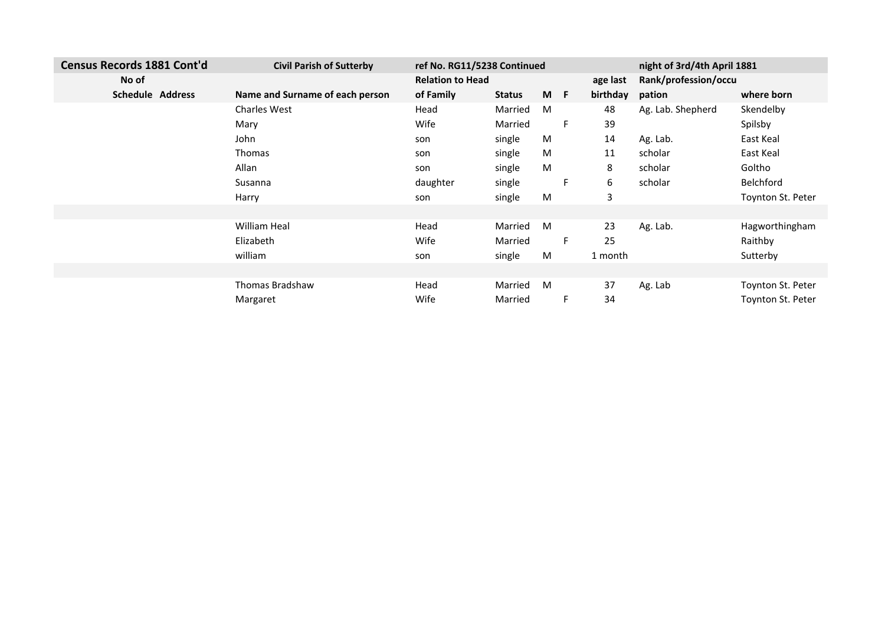| Census Records 1881 Cont'd | | Civil Parish of Sutterby | ref No. RG11/5238 Continued | | | | | night of 3rd/4th April 1881 | |
|---|---|---|---|---|---|---|---|---|---|
| No of | | | Relation to Head | | | | age last | Rank/profession/occu | |
| Schedule | Address | Name and Surname of each person | of Family | Status | M | F | birthday | pation | where born |
| | | Charles West | Head | Married | M | | 48 | Ag. Lab. Shepherd | Skendelby |
| | | Mary | Wife | Married | | F | 39 | | Spilsby |
| | | John | son | single | M | | 14 | Ag. Lab. | East Keal |
| | | Thomas | son | single | M | | 11 | scholar | East Keal |
| | | Allan | son | single | M | | 8 | scholar | Goltho |
| | | Susanna | daughter | single | | F | 6 | scholar | Belchford |
| | | Harry | son | single | M | | 3 | | Toynton St. Peter |
| | | | | | | | | | |
| | | William Heal | Head | Married | M | | 23 | Ag. Lab. | Hagworthingham |
| | | Elizabeth | Wife | Married | | F | 25 | | Raithby |
| | | william | son | single | M | | 1 month | | Sutterby |
| | | | | | | | | | |
| | | Thomas Bradshaw | Head | Married | M | | 37 | Ag. Lab | Toynton St. Peter |
| | | Margaret | Wife | Married | | F | 34 | | Toynton St. Peter |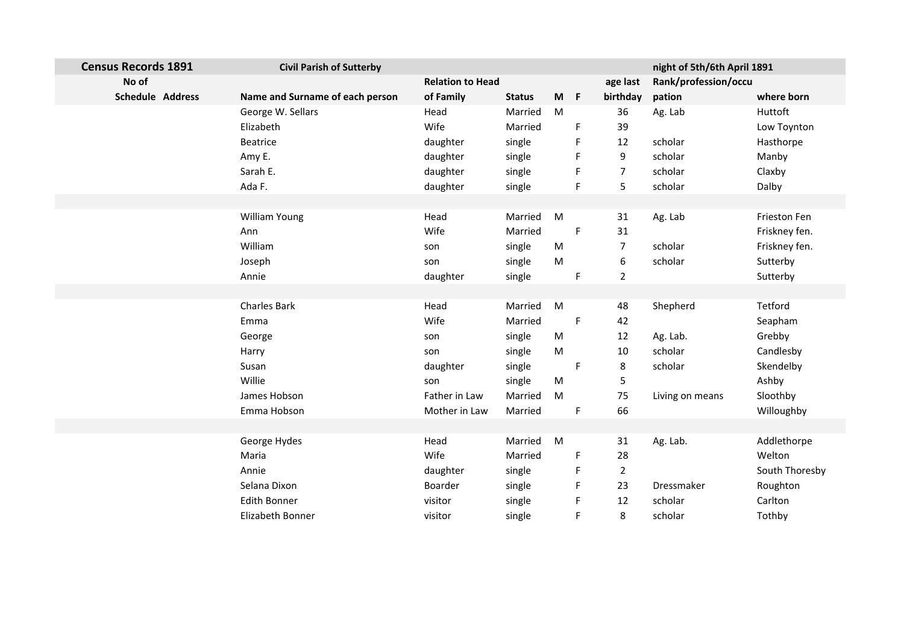| Census Records 1891 | | Civil Parish of Sutterby | | | | | | night of 5th/6th April 1891 | |
|---|---|---|---|---|---|---|---|---|---|
| No of | | | Relation to Head | | | | age last | Rank/profession/occu | |
| Schedule | Address | Name and Surname of each person | of Family | Status | M | F | birthday | pation | where born |
| | | George W. Sellars | Head | Married | M | | 36 | Ag. Lab | Huttoft |
| | | Elizabeth | Wife | Married | | F | 39 | | Low Toynton |
| | | Beatrice | daughter | single | | F | 12 | scholar | Hasthorpe |
| | | Amy E. | daughter | single | | F | 9 | scholar | Manby |
| | | Sarah E. | daughter | single | | F | 7 | scholar | Claxby |
| | | Ada F. | daughter | single | | F | 5 | scholar | Dalby |
| | | | | | | | | | |
| | | William Young | Head | Married | M | | 31 | Ag. Lab | Frieston Fen |
| | | Ann | Wife | Married | | F | 31 | | Friskney fen. |
| | | William | son | single | M | | 7 | scholar | Friskney fen. |
| | | Joseph | son | single | M | | 6 | scholar | Sutterby |
| | | Annie | daughter | single | | F | 2 | | Sutterby |
| | | | | | | | | | |
| | | Charles Bark | Head | Married | M | | 48 | Shepherd | Tetford |
| | | Emma | Wife | Married | | F | 42 | | Seapham |
| | | George | son | single | M | | 12 | Ag. Lab. | Grebby |
| | | Harry | son | single | M | | 10 | scholar | Candlesby |
| | | Susan | daughter | single | | F | 8 | scholar | Skendelby |
| | | Willie | son | single | M | | 5 | | Ashby |
| | | James Hobson | Father in Law | Married | M | | 75 | Living on means | Sloothby |
| | | Emma Hobson | Mother in Law | Married | | F | 66 | | Willoughby |
| | | | | | | | | | |
| | | George Hydes | Head | Married | M | | 31 | Ag. Lab. | Addlethorpe |
| | | Maria | Wife | Married | | F | 28 | | Welton |
| | | Annie | daughter | single | | F | 2 | | South Thoresby |
| | | Selana Dixon | Boarder | single | | F | 23 | Dressmaker | Roughton |
| | | Edith Bonner | visitor | single | | F | 12 | scholar | Carlton |
| | | Elizabeth Bonner | visitor | single | | F | 8 | scholar | Tothby |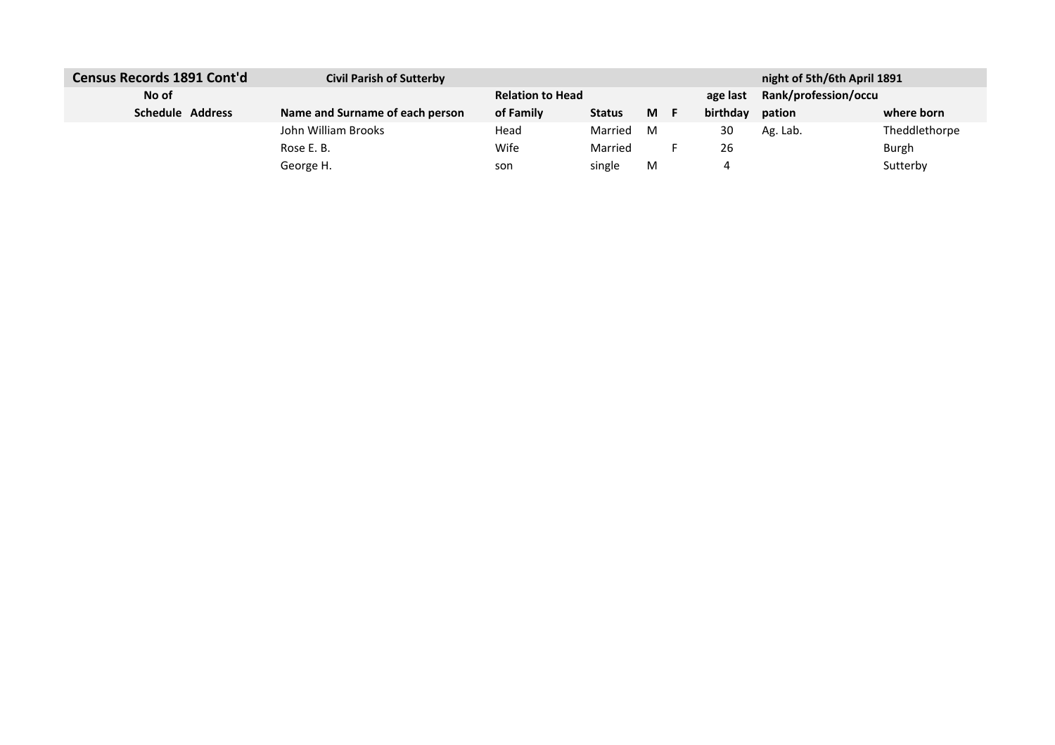| Census Records 1891 Cont'd | | Civil Parish of Sutterby | | | | | | night of 5th/6th April 1891 | |
|---|---|---|---|---|---|---|---|---|---|
| No of Schedule | Address | Name and Surname of each person | Relation to Head of Family | Status | M | F | age last birthday | Rank/profession/occupation | where born |
| | | John William Brooks | Head | Married | M | | 30 | Ag. Lab. | Theddlethorpe |
| | | Rose E. B. | Wife | Married | | F | 26 | | Burgh |
| | | George H. | son | single | M | | 4 | | Sutterby |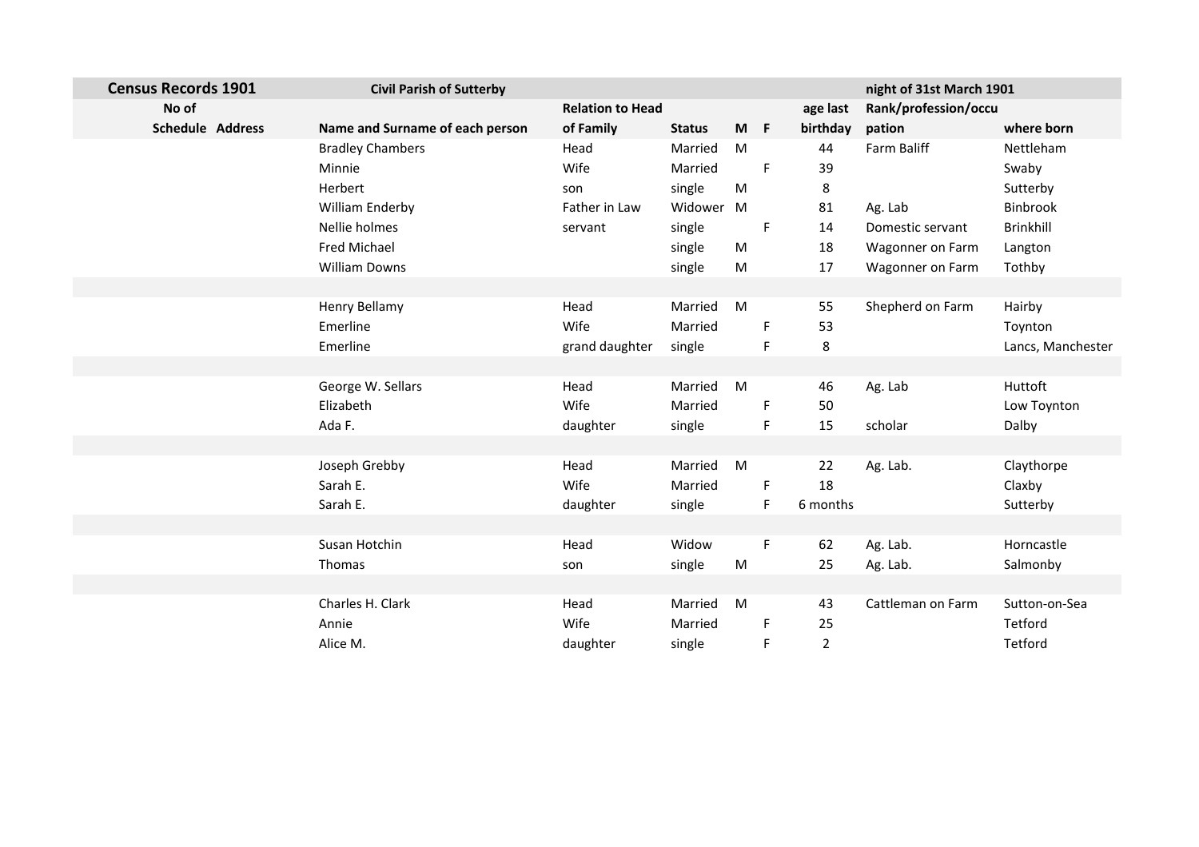| Census Records 1901 | | Civil Parish of Sutterby | | | | | | night of 31st March 1901 | |
|---|---|---|---|---|---|---|---|---|---|
| No of Schedule | Address | Name and Surname of each person | Relation to Head of Family | Status | M | F | age last birthday | Rank/profession/occupation | where born |
| | | Bradley Chambers | Head | Married | M | | 44 | Farm Baliff | Nettleham |
| | | Minnie | Wife | Married | | F | 39 | | Swaby |
| | | Herbert | son | single | M | | 8 | | Sutterby |
| | | William Enderby | Father in Law | Widower | M | | 81 | Ag. Lab | Binbrook |
| | | Nellie holmes | servant | single | | F | 14 | Domestic servant | Brinkhill |
| | | Fred Michael | | single | M | | 18 | Wagonner on Farm | Langton |
| | | William Downs | | single | M | | 17 | Wagonner on Farm | Tothby |
| | | | | | | | | | |
| | | Henry Bellamy | Head | Married | M | | 55 | Shepherd on Farm | Hairby |
| | | Emerline | Wife | Married | | F | 53 | | Toynton |
| | | Emerline | grand daughter | single | | F | 8 | | Lancs, Manchester |
| | | | | | | | | | |
| | | George W. Sellars | Head | Married | M | | 46 | Ag. Lab | Huttoft |
| | | Elizabeth | Wife | Married | | F | 50 | | Low Toynton |
| | | Ada F. | daughter | single | | F | 15 | scholar | Dalby |
| | | | | | | | | | |
| | | Joseph Grebby | Head | Married | M | | 22 | Ag. Lab. | Claythorpe |
| | | Sarah E. | Wife | Married | | F | 18 | | Claxby |
| | | Sarah E. | daughter | single | | F | 6 months | | Sutterby |
| | | | | | | | | | |
| | | Susan Hotchin | Head | Widow | | F | 62 | Ag. Lab. | Horncastle |
| | | Thomas | son | single | M | | 25 | Ag. Lab. | Salmonby |
| | | | | | | | | | |
| | | Charles H. Clark | Head | Married | M | | 43 | Cattleman on Farm | Sutton-on-Sea |
| | | Annie | Wife | Married | | F | 25 | | Tetford |
| | | Alice M. | daughter | single | | F | 2 | | Tetford |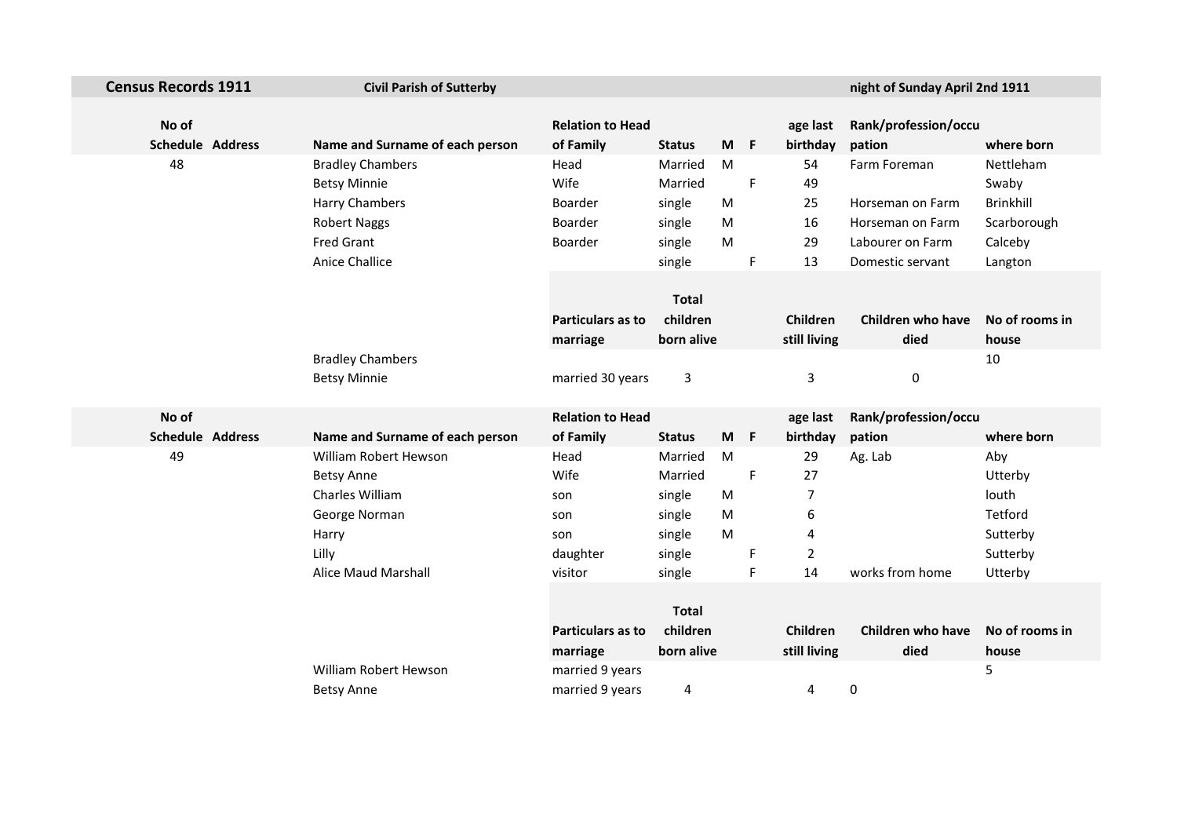**Census Records 1911** | **Civil Parish of Sutterby** | **night of Sunday April 2nd 1911**

| No of Schedule | Address | Name and Surname of each person | Relation to Head of Family | Status | M | F | age last birthday | Rank/profession/occupation | where born |
|---|---|---|---|---|---|---|---|---|---|
| 48 | | Bradley Chambers | Head | Married | M | | 54 | Farm Foreman | Nettleham |
| | | Betsy Minnie | Wife | Married | | F | 49 | | Swaby |
| | | Harry Chambers | Boarder | single | M | | 25 | Horseman on Farm | Brinkhill |
| | | Robert Naggs | Boarder | single | M | | 16 | Horseman on Farm | Scarborough |
| | | Fred Grant | Boarder | single | M | | 29 | Labourer on Farm | Calceby |
| | | Anice Challice | | single | | F | 13 | Domestic servant | Langton |

| | Particulars as to marriage | Total children born alive | Children still living | Children who have died | No of rooms in house |
|---|---|---|---|---|---|
| Bradley Chambers | | | | | 10 |
| Betsy Minnie | married 30 years | 3 | 3 | 0 | |

| No of Schedule | Address | Name and Surname of each person | Relation to Head of Family | Status | M | F | age last birthday | Rank/profession/occupation | where born |
|---|---|---|---|---|---|---|---|---|---|
| 49 | | William Robert Hewson | Head | Married | M | | 29 | Ag. Lab | Aby |
| | | Betsy Anne | Wife | Married | | F | 27 | | Utterby |
| | | Charles William | son | single | M | | 7 | | louth |
| | | George Norman | son | single | M | | 6 | | Tetford |
| | | Harry | son | single | M | | 4 | | Sutterby |
| | | Lilly | daughter | single | | F | 2 | | Sutterby |
| | | Alice Maud Marshall | visitor | single | | F | 14 | works from home | Utterby |

| | Particulars as to marriage | Total children born alive | Children still living | Children who have died | No of rooms in house |
|---|---|---|---|---|---|
| William Robert Hewson | married 9 years | | | | 5 |
| Betsy Anne | married 9 years | 4 | 4 | 0 | |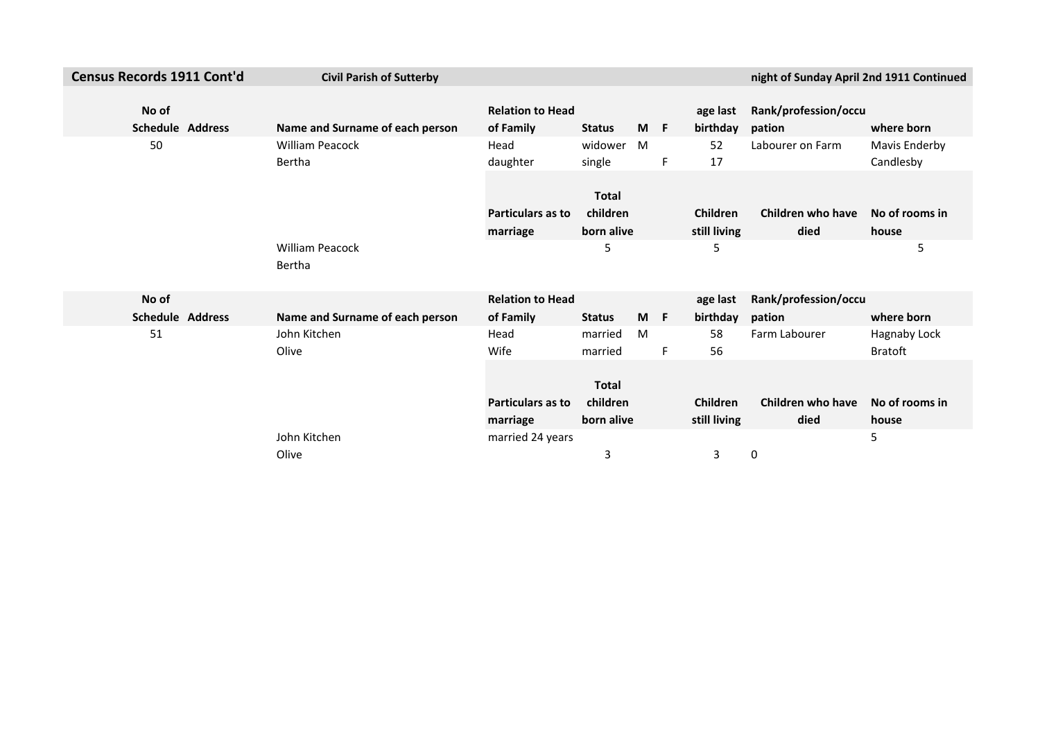| Census Records 1911 Cont'd | | Civil Parish of Sutterby | | | | | | | night of Sunday April 2nd 1911 Continued | |
|---|---|---|---|---|---|---|---|---|---|---|
| No of Schedule | Address | Name and Surname of each person | Relation to Head of Family | Status | M | F | age last birthday | Rank/profession/occupation | where born |
| 50 | | William Peacock | Head | widower | M | | 52 | Labourer on Farm | Mavis Enderby |
| | | Bertha | daughter | single | | F | 17 | | Candlesby |

| | | | Particulars as to marriage | Total children born alive | | | Children still living | Children who have died | No of rooms in house |
|---|---|---|---|---|---|---|---|---|---|
| | | William Peacock | | 5 | | | 5 | | 5 |
| | | Bertha | | | | | | | |

| No of Schedule | Address | Name and Surname of each person | Relation to Head of Family | Status | M | F | age last birthday | Rank/profession/occupation | where born |
|---|---|---|---|---|---|---|---|---|---|
| 51 | | John Kitchen | Head | married | M | | 58 | Farm Labourer | Hagnaby Lock |
| | | Olive | Wife | married | | F | 56 | | Bratoft |

| | | | Particulars as to marriage | Total children born alive | | | Children still living | Children who have died | No of rooms in house |
|---|---|---|---|---|---|---|---|---|---|
| | | John Kitchen | married 24 years | | | | | | 5 |
| | | Olive | | 3 | | | 3 | 0 | |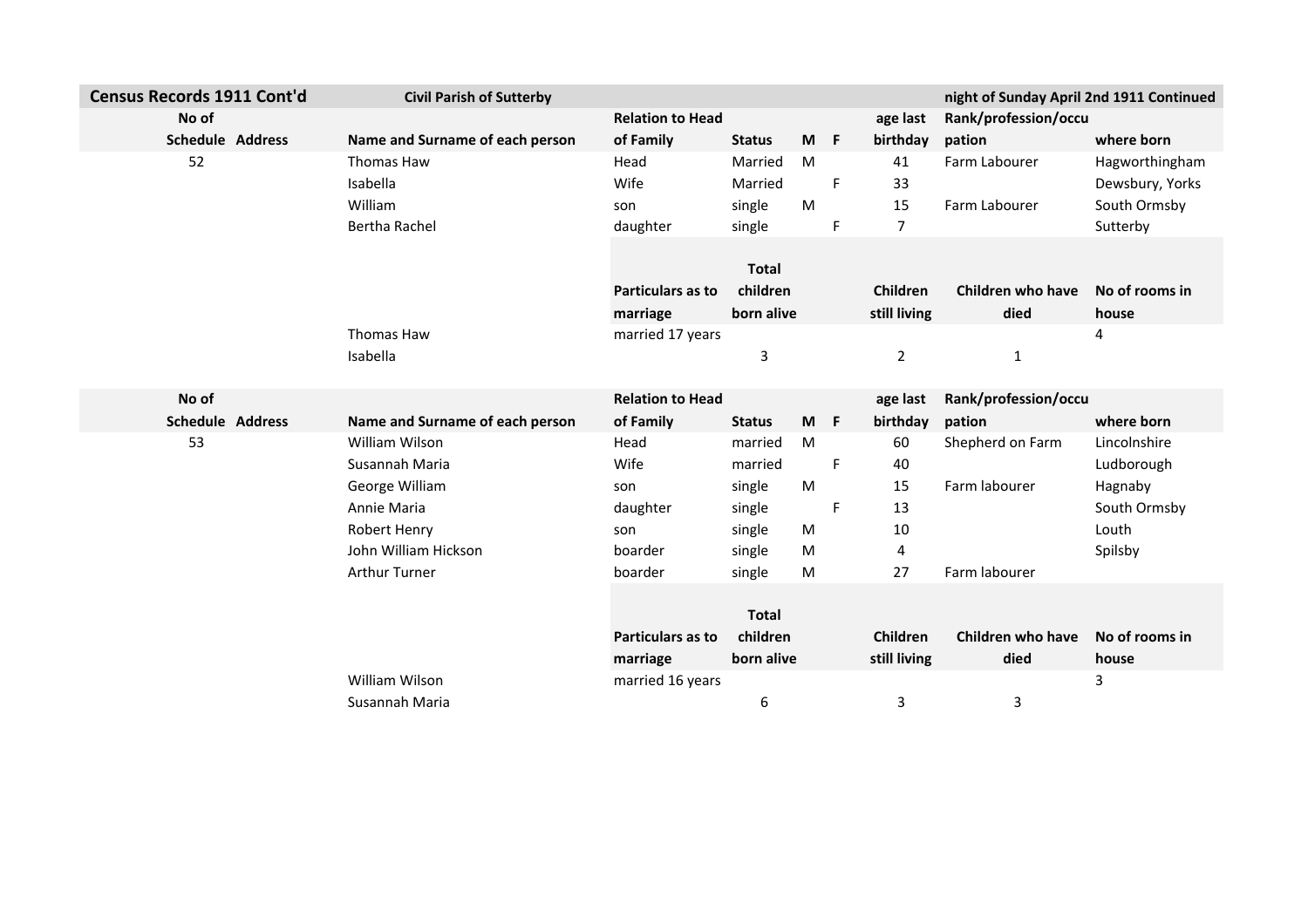| Census Records 1911 Cont'd | | Civil Parish of Sutterby | | | | | | night of Sunday April 2nd 1911 Continued | |
|---|---|---|---|---|---|---|---|---|---|
| No of Schedule | Address | Name and Surname of each person | Relation to Head of Family | Status | M | F | age last birthday | Rank/profession/occupation | where born |
| 52 | | Thomas Haw | Head | Married | M | | 41 | Farm Labourer | Hagworthingham |
| | | Isabella | Wife | Married | | F | 33 | | Dewsbury, Yorks |
| | | William | son | single | M | | 15 | Farm Labourer | South Ormsby |
| | | Bertha Rachel | daughter | single | | F | 7 | | Sutterby |

| | | Particulars as to marriage | Total children born alive | Children still living | Children who have died | No of rooms in house |
|---|---|---|---|---|---|---|
| | Thomas Haw | married 17 years | | | | 4 |
| | Isabella | | 3 | 2 | 1 | |

| No of Schedule | Address | Name and Surname of each person | Relation to Head of Family | Status | M | F | age last birthday | Rank/profession/occupation | where born |
|---|---|---|---|---|---|---|---|---|---|
| 53 | | William Wilson | Head | married | M | | 60 | Shepherd on Farm | Lincolnshire |
| | | Susannah Maria | Wife | married | | F | 40 | | Ludborough |
| | | George William | son | single | M | | 15 | Farm labourer | Hagnaby |
| | | Annie Maria | daughter | single | | F | 13 | | South Ormsby |
| | | Robert Henry | son | single | M | | 10 | | Louth |
| | | John William Hickson | boarder | single | M | | 4 | | Spilsby |
| | | Arthur Turner | boarder | single | M | | 27 | Farm labourer | |

| | | Particulars as to marriage | Total children born alive | Children still living | Children who have died | No of rooms in house |
|---|---|---|---|---|---|---|
| | William Wilson | married 16 years | | | | 3 |
| | Susannah Maria | | 6 | 3 | 3 | |